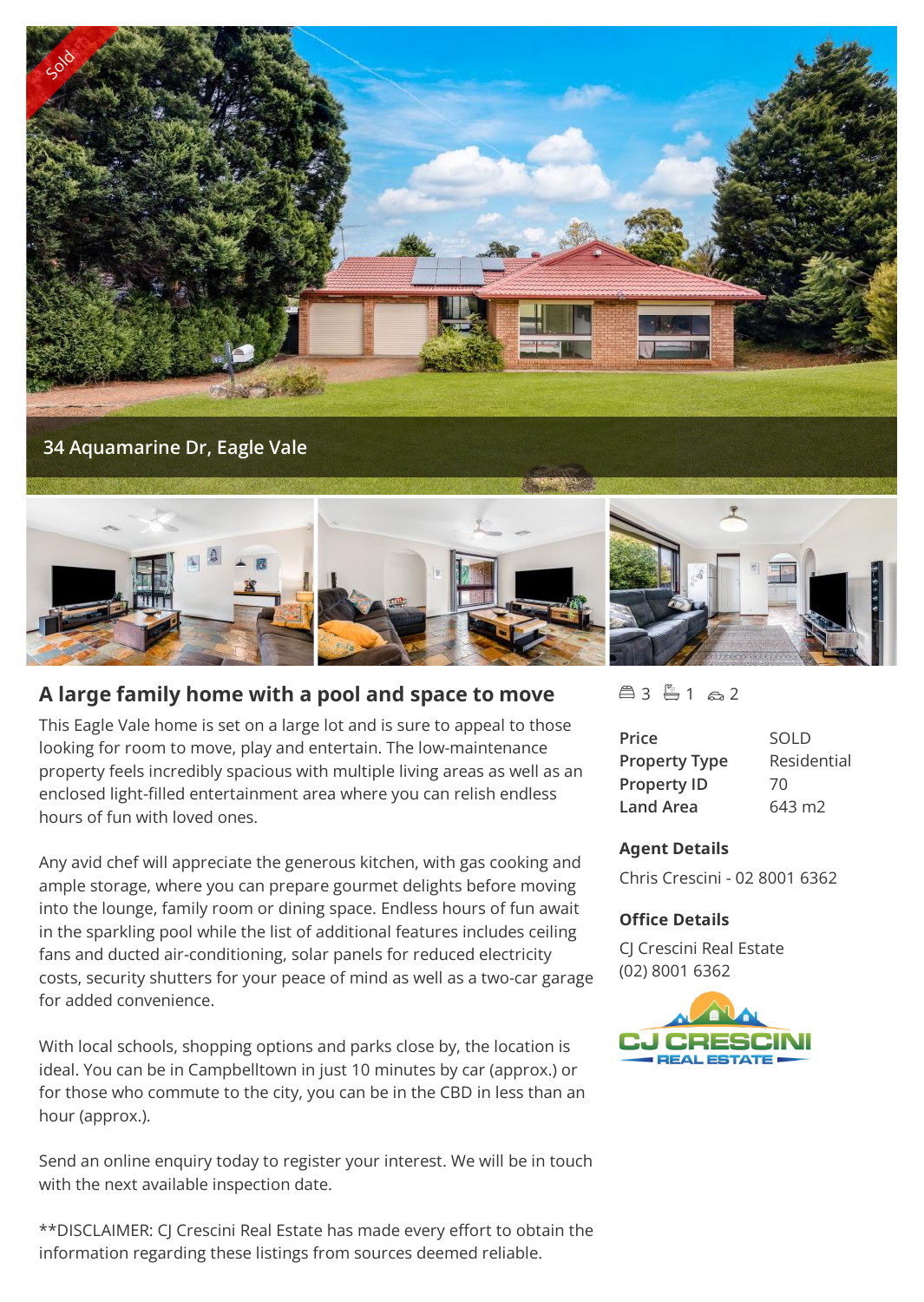Sold

34 Aquamarine Dr, Eagle Vale

## A large family home with a pool and space to move

3 bed · 1 bath · 2 car

| | |
|---|---|
| **Price** | SOLD |
| **Property Type** | Residential |
| **Property ID** | 70 |
| **Land Area** | 643 m2 |

**Agent Details**

Chris Crescini - 02 8001 6362

**Office Details**

CJ Crescini Real Estate
(02) 8001 6362

This Eagle Vale home is set on a large lot and is sure to appeal to those looking for room to move, play and entertain. The low-maintenance property feels incredibly spacious with multiple living areas as well as an enclosed light-filled entertainment area where you can relish endless hours of fun with loved ones.

Any avid chef will appreciate the generous kitchen, with gas cooking and ample storage, where you can prepare gourmet delights before moving into the lounge, family room or dining space. Endless hours of fun await in the sparkling pool while the list of additional features includes ceiling fans and ducted air-conditioning, solar panels for reduced electricity costs, security shutters for your peace of mind as well as a two-car garage for added convenience.

With local schools, shopping options and parks close by, the location is ideal. You can be in Campbelltown in just 10 minutes by car (approx.) or for those who commute to the city, you can be in the CBD in less than an hour (approx.).

Send an online enquiry today to register your interest. We will be in touch with the next available inspection date.

**DISCLAIMER: CJ Crescini Real Estate has made every effort to obtain the information regarding these listings from sources deemed reliable.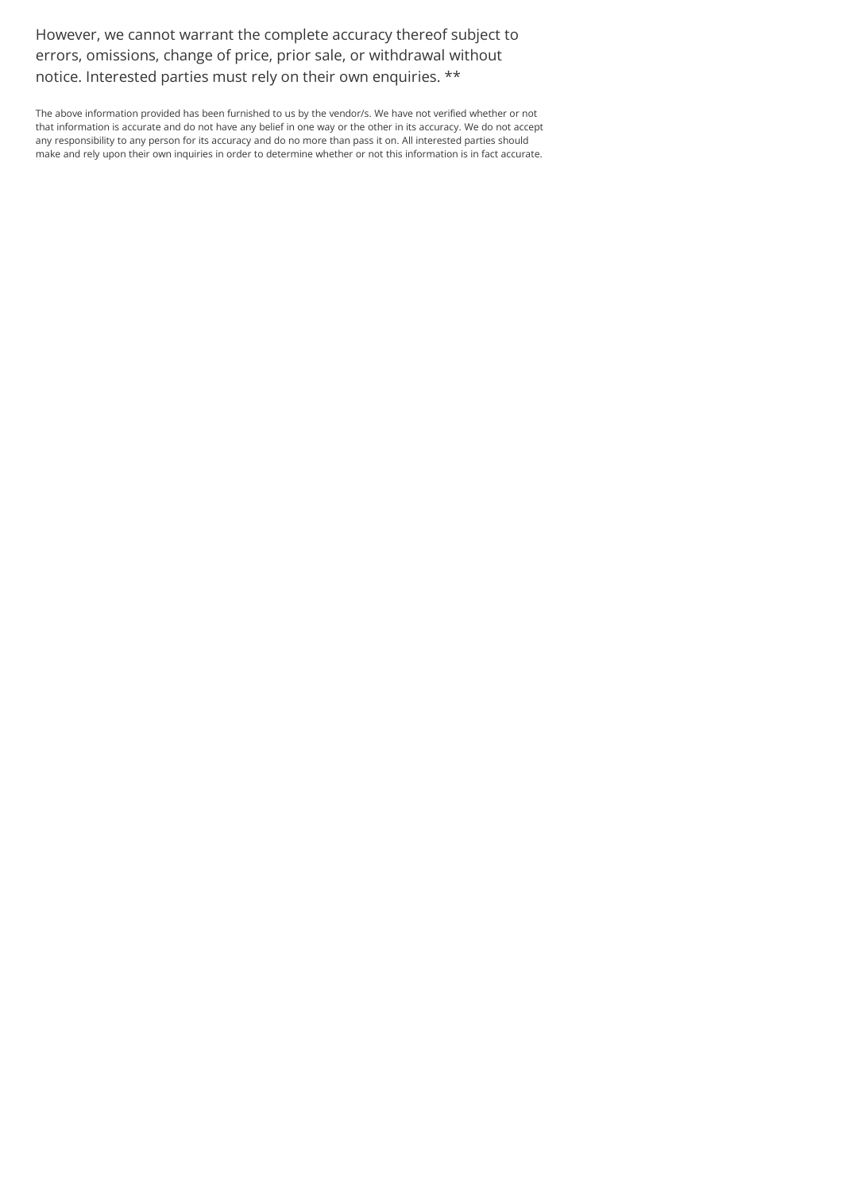However, we cannot warrant the complete accuracy thereof subject to errors, omissions, change of price, prior sale, or withdrawal without notice. Interested parties must rely on their own enquiries. **

The above information provided has been furnished to us by the vendor/s. We have not verified whether or not that information is accurate and do not have any belief in one way or the other in its accuracy. We do not accept any responsibility to any person for its accuracy and do no more than pass it on. All interested parties should make and rely upon their own inquiries in order to determine whether or not this information is in fact accurate.